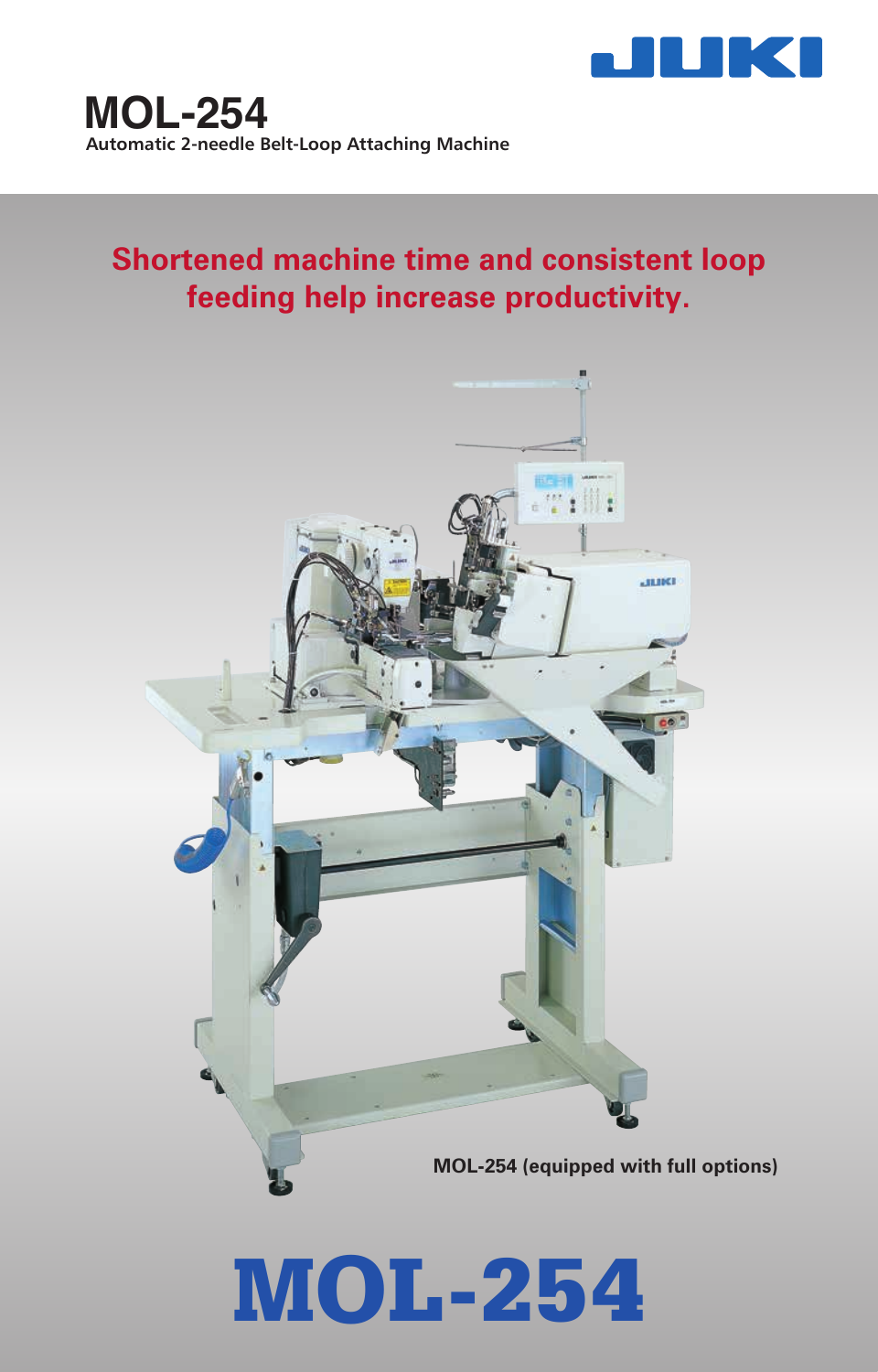JUKI

# MOL-254

**Automatic 2-needle Belt-Loop Attaching Machine**

## Shortened machine time and consistent loop feeding help increase productivity.

MOL-254 (equipped with full options)

# MOL-254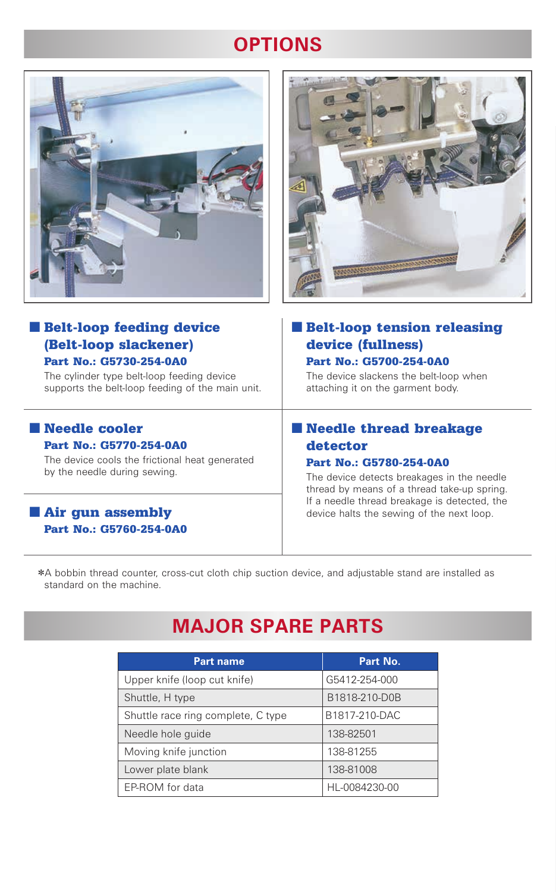# OPTIONS

## ■ Belt-loop feeding device (Belt-loop slackener)

**Part No.: G5730-254-0A0**

The cylinder type belt-loop feeding device supports the belt-loop feeding of the main unit.

## ■ Belt-loop tension releasing device (fullness)

**Part No.: G5700-254-0A0**

The device slackens the belt-loop when attaching it on the garment body.

## ■ Needle cooler

**Part No.: G5770-254-0A0**

The device cools the frictional heat generated by the needle during sewing.

## ■ Air gun assembly

**Part No.: G5760-254-0A0**

## ■ Needle thread breakage detector

**Part No.: G5780-254-0A0**

The device detects breakages in the needle thread by means of a thread take-up spring. If a needle thread breakage is detected, the device halts the sewing of the next loop.

*A bobbin thread counter, cross-cut cloth chip suction device, and adjustable stand are installed as standard on the machine.

# MAJOR SPARE PARTS

| Part name | Part No. |
| --- | --- |
| Upper knife (loop cut knife) | G5412-254-000 |
| Shuttle, H type | B1818-210-D0B |
| Shuttle race ring complete, C type | B1817-210-DAC |
| Needle hole guide | 138-82501 |
| Moving knife junction | 138-81255 |
| Lower plate blank | 138-81008 |
| EP-ROM for data | HL-0084230-00 |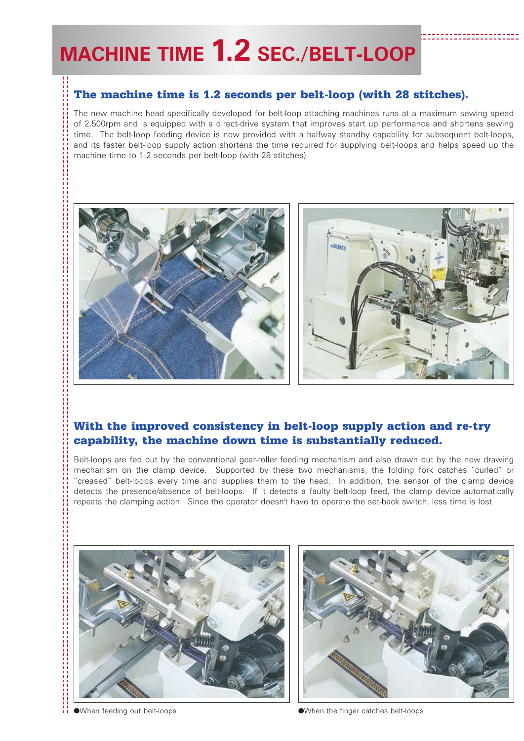# MACHINE TIME 1.2 SEC./BELT-LOOP

## The machine time is 1.2 seconds per belt-loop (with 28 stitches).

The new machine head specifically developed for belt-loop attaching machines runs at a maximum sewing speed of 2,500rpm and is equipped with a direct-drive system that improves start up performance and shortens sewing time. The belt-loop feeding device is now provided with a halfway standby capability for subsequent belt-loops, and its faster belt-loop supply action shortens the time required for supplying belt-loops and helps speed up the machine time to 1.2 seconds per belt-loop (with 28 stitches).

## With the improved consistency in belt-loop supply action and re-try capability, the machine down time is substantially reduced.

Belt-loops are fed out by the conventional gear-roller feeding mechanism and also drawn out by the new drawing mechanism on the clamp device. Supported by these two mechanisms, the folding fork catches "curled" or "creased" belt-loops every time and supplies them to the head. In addition, the sensor of the clamp device detects the presence/absence of belt-loops. If it detects a faulty belt-loop feed, the clamp device automatically repeats the clamping action. Since the operator doesn't have to operate the set-back switch, less time is lost.

●When feeding out belt-loops

●When the finger catches belt-loops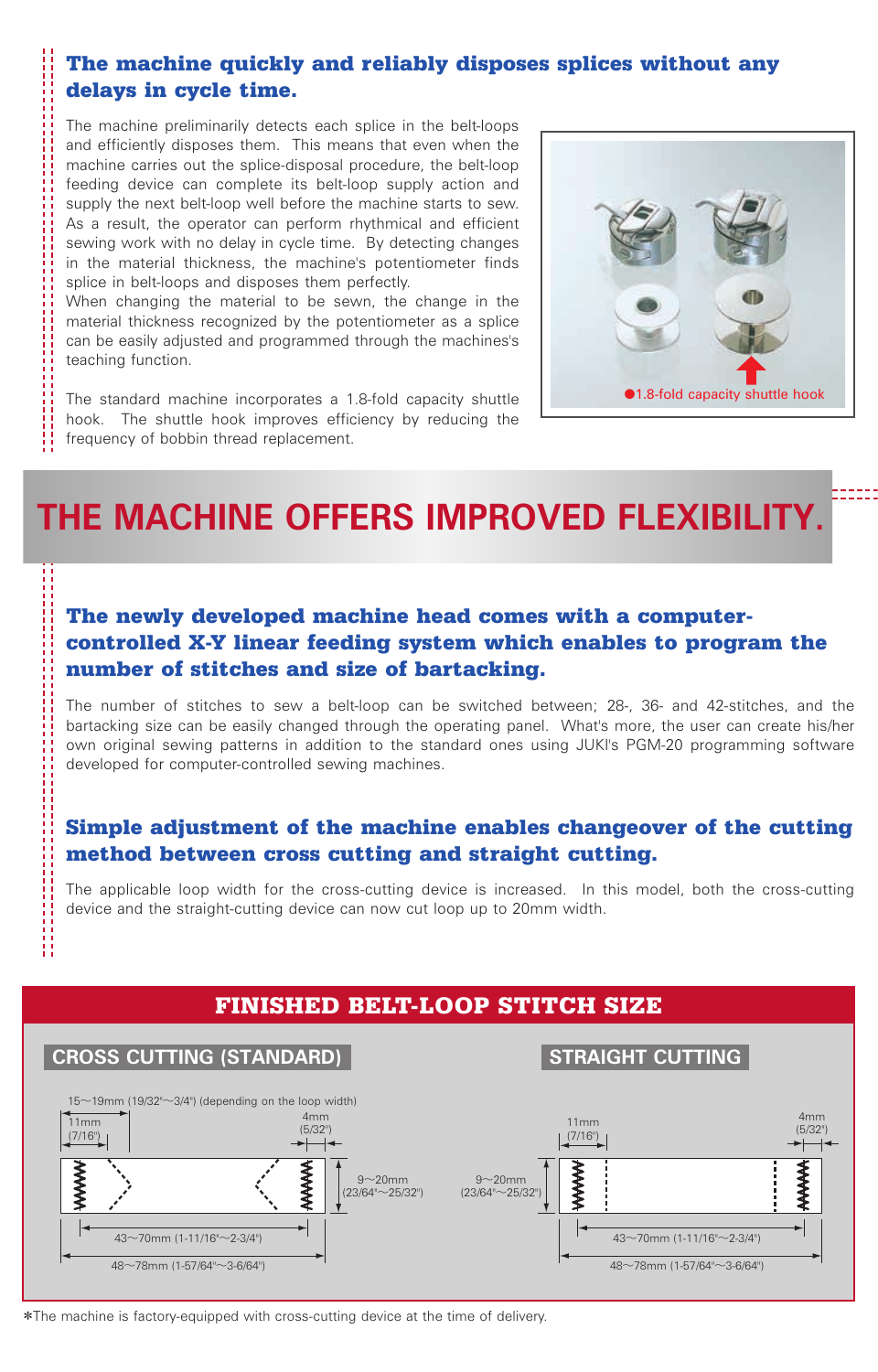### The machine quickly and reliably disposes splices without any delays in cycle time.

The machine preliminarily detects each splice in the belt-loops and efficiently disposes them. This means that even when the machine carries out the splice-disposal procedure, the belt-loop feeding device can complete its belt-loop supply action and supply the next belt-loop well before the machine starts to sew. As a result, the operator can perform rhythmical and efficient sewing work with no delay in cycle time. By detecting changes in the material thickness, the machine's potentiometer finds splice in belt-loops and disposes them perfectly.
When changing the material to be sewn, the change in the material thickness recognized by the potentiometer as a splice can be easily adjusted and programmed through the machines's teaching function.

The standard machine incorporates a 1.8-fold capacity shuttle hook. The shuttle hook improves efficiency by reducing the frequency of bobbin thread replacement.

●1.8-fold capacity shuttle hook

# THE MACHINE OFFERS IMPROVED FLEXIBILITY.

### The newly developed machine head comes with a computer-controlled X-Y linear feeding system which enables to program the number of stitches and size of bartacking.

The number of stitches to sew a belt-loop can be switched between; 28-, 36- and 42-stitches, and the bartacking size can be easily changed through the operating panel. What's more, the user can create his/her own original sewing patterns in addition to the standard ones using JUKI's PGM-20 programming software developed for computer-controlled sewing machines.

### Simple adjustment of the machine enables changeover of the cutting method between cross cutting and straight cutting.

The applicable loop width for the cross-cutting device is increased. In this model, both the cross-cutting device and the straight-cutting device can now cut loop up to 20mm width.

## FINISHED BELT-LOOP STITCH SIZE

**CROSS CUTTING (STANDARD)**

15～19mm (19/32"～3/4") (depending on the loop width)
11mm (7/16")
4mm (5/32")
9～20mm (23/64"～25/32")
43～70mm (1-11/16"～2-3/4")
48～78mm (1-57/64"～3-6/64")

**STRAIGHT CUTTING**

11mm (7/16")
4mm (5/32")
9～20mm (23/64"～25/32")
43～70mm (1-11/16"～2-3/4")
48～78mm (1-57/64"～3-6/64")

*The machine is factory-equipped with cross-cutting device at the time of delivery.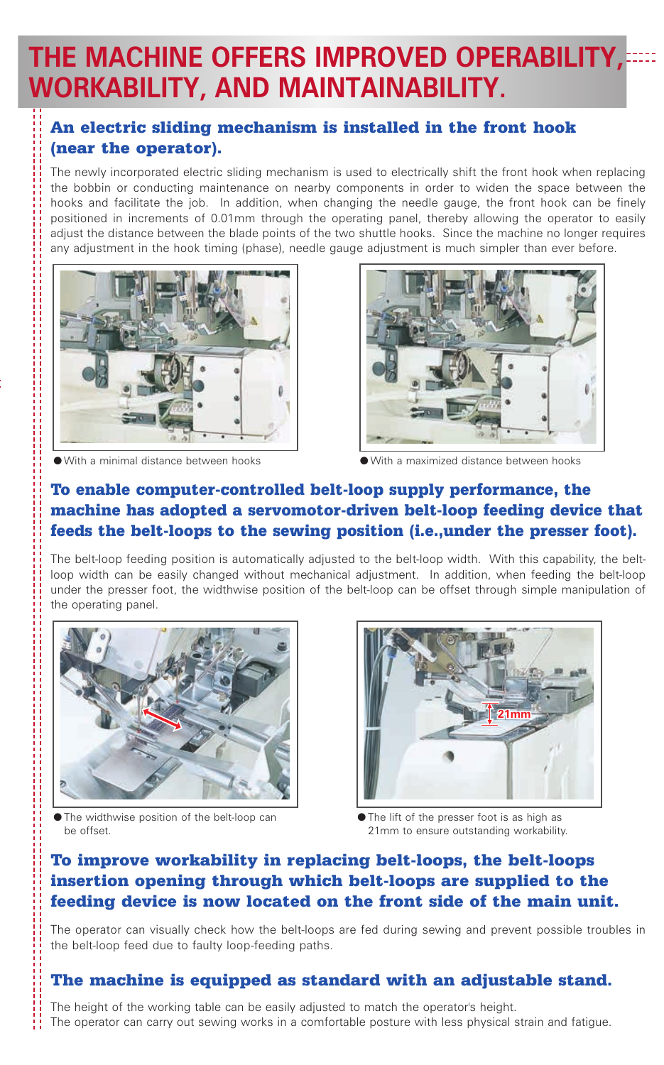# THE MACHINE OFFERS IMPROVED OPERABILITY, WORKABILITY, AND MAINTAINABILITY.

## An electric sliding mechanism is installed in the front hook (near the operator).

The newly incorporated electric sliding mechanism is used to electrically shift the front hook when replacing the bobbin or conducting maintenance on nearby components in order to widen the space between the hooks and facilitate the job. In addition, when changing the needle gauge, the front hook can be finely positioned in increments of 0.01mm through the operating panel, thereby allowing the operator to easily adjust the distance between the blade points of the two shuttle hooks. Since the machine no longer requires any adjustment in the hook timing (phase), needle gauge adjustment is much simpler than ever before.

● With a minimal distance between hooks

● With a maximized distance between hooks

## To enable computer-controlled belt-loop supply performance, the machine has adopted a servomotor-driven belt-loop feeding device that feeds the belt-loops to the sewing position (i.e.,under the presser foot).

The belt-loop feeding position is automatically adjusted to the belt-loop width. With this capability, the belt-loop width can be easily changed without mechanical adjustment. In addition, when feeding the belt-loop under the presser foot, the widthwise position of the belt-loop can be offset through simple manipulation of the operating panel.

● The widthwise position of the belt-loop can be offset.

21mm

● The lift of the presser foot is as high as 21mm to ensure outstanding workability.

## To improve workability in replacing belt-loops, the belt-loops insertion opening through which belt-loops are supplied to the feeding device is now located on the front side of the main unit.

The operator can visually check how the belt-loops are fed during sewing and prevent possible troubles in the belt-loop feed due to faulty loop-feeding paths.

## The machine is equipped as standard with an adjustable stand.

The height of the working table can be easily adjusted to match the operator's height.
The operator can carry out sewing works in a comfortable posture with less physical strain and fatigue.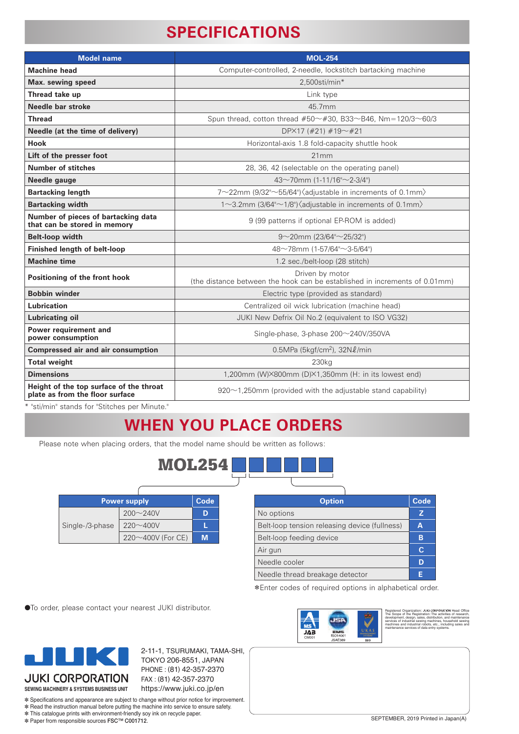# SPECIFICATIONS

| Model name | MOL-254 |
|---|---|
| Machine head | Computer-controlled, 2-needle, lockstitch bartacking machine |
| Max. sewing speed | 2,500sti/min* |
| Thread take up | Link type |
| Needle bar stroke | 45.7mm |
| Thread | Spun thread, cotton thread #50～#30, B33～B46, Nm=120/3～60/3 |
| Needle (at the time of delivery) | DP×17 (#21) #19～#21 |
| Hook | Horizontal-axis 1.8 fold-capacity shuttle hook |
| Lift of the presser foot | 21mm |
| Number of stitches | 28, 36, 42 (selectable on the operating panel) |
| Needle gauge | 43～70mm (1-11/16"～2-3/4") |
| Bartacking length | 7～22mm (9/32"～55/64")〈adjustable in increments of 0.1mm〉 |
| Bartacking width | 1～3.2mm (3/64"～1/8")〈adjustable in increments of 0.1mm〉 |
| Number of pieces of bartacking data that can be stored in memory | 9 (99 patterns if optional EP-ROM is added) |
| Belt-loop width | 9～20mm (23/64"～25/32") |
| Finished length of belt-loop | 48～78mm (1-57/64"～3-5/64") |
| Machine time | 1.2 sec./belt-loop (28 stitch) |
| Positioning of the front hook | Driven by motor (the distance between the hook can be established in increments of 0.01mm) |
| Bobbin winder | Electric type (provided as standard) |
| Lubrication | Centralized oil wick lubrication (machine head) |
| Lubricating oil | JUKI New Defrix Oil No.2 (equivalent to ISO VG32) |
| Power requirement and power consumption | Single-phase, 3-phase 200～240V/350VA |
| Compressed air and air consumption | 0.5MPa (5kgf/cm$^2$), 32Nℓ/min |
| Total weight | 230kg |
| Dimensions | 1,200mm (W)×800mm (D)×1,350mm (H: in its lowest end) |
| Height of the top surface of the throat plate as from the floor surface | 920～1,250mm (provided with the adjustable stand capability) |

* "sti/min" stands for "Stitches per Minute."

# WHEN YOU PLACE ORDERS

Please note when placing orders, that the model name should be written as follows:

**MOL254** □ □□□□□

| Power supply | | Code |
|---|---|---|
| Single-/3-phase | 200～240V | D |
| | 220～400V | L |
| | 220～400V (For CE) | M |

| Option | Code |
|---|---|
| No options | Z |
| Belt-loop tension releasing device (fullness) | A |
| Belt-loop feeding device | B |
| Air gun | C |
| Needle cooler | D |
| Needle thread breakage detector | E |

*Enter codes of required options in alphabetical order.

●To order, please contact your nearest JUKI distributor.

Registered Organization: JUKI CORPORATION Head Office
The Scope of the Registration: The activities of research, development, design, sales, distribution, and maintenance services of industrial sewing machines, household sewing machines and industrial robots, etc., including sales and maintenance services of data entry systems.

JAB CM001 — ISO14001 JSAE389 — UKAS 003

**JUKI CORPORATION**
SEWING MACHINERY & SYSTEMS BUSINESS UNIT

2-11-1, TSURUMAKI, TAMA-SHI, TOKYO 206-8551, JAPAN
PHONE : (81) 42-357-2370
FAX : (81) 42-357-2370
https://www.juki.co.jp/en

* Specifications and appearance are subject to change without prior notice for improvement.
* Read the instruction manual before putting the machine into service to ensure safety.
* This catalogue prints with environment-friendly soy ink on recycle paper.
* Paper from responsible sources FSC™ C001712.

SEPTEMBER, 2019 Printed in Japan(A)